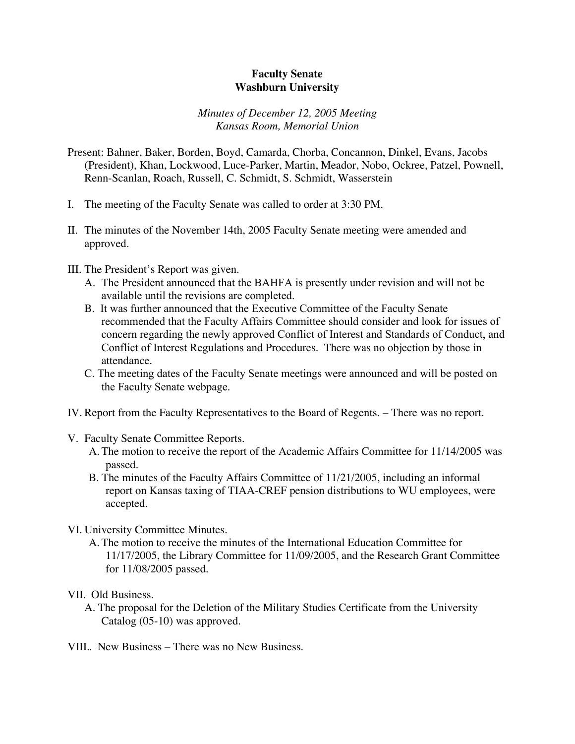**Faculty Senate**
**Washburn University**

*Minutes of December 12, 2005 Meeting*
*Kansas Room, Memorial Union*

Present: Bahner, Baker, Borden, Boyd, Camarda, Chorba, Concannon, Dinkel, Evans, Jacobs (President), Khan, Lockwood, Luce-Parker, Martin, Meador, Nobo, Ockree, Patzel, Pownell, Renn-Scanlan, Roach, Russell, C. Schmidt, S. Schmidt, Wasserstein

I. The meeting of the Faculty Senate was called to order at 3:30 PM.

II. The minutes of the November 14th, 2005 Faculty Senate meeting were amended and approved.

III. The President's Report was given.
   A. The President announced that the BAHFA is presently under revision and will not be available until the revisions are completed.
   B. It was further announced that the Executive Committee of the Faculty Senate recommended that the Faculty Affairs Committee should consider and look for issues of concern regarding the newly approved Conflict of Interest and Standards of Conduct, and Conflict of Interest Regulations and Procedures. There was no objection by those in attendance.
   C. The meeting dates of the Faculty Senate meetings were announced and will be posted on the Faculty Senate webpage.

IV. Report from the Faculty Representatives to the Board of Regents. – There was no report.

V. Faculty Senate Committee Reports.
   A. The motion to receive the report of the Academic Affairs Committee for 11/14/2005 was passed.
   B. The minutes of the Faculty Affairs Committee of 11/21/2005, including an informal report on Kansas taxing of TIAA-CREF pension distributions to WU employees, were accepted.

VI. University Committee Minutes.
   A. The motion to receive the minutes of the International Education Committee for 11/17/2005, the Library Committee for 11/09/2005, and the Research Grant Committee for 11/08/2005 passed.

VII. Old Business.
   A. The proposal for the Deletion of the Military Studies Certificate from the University Catalog (05-10) was approved.

VIII.. New Business – There was no New Business.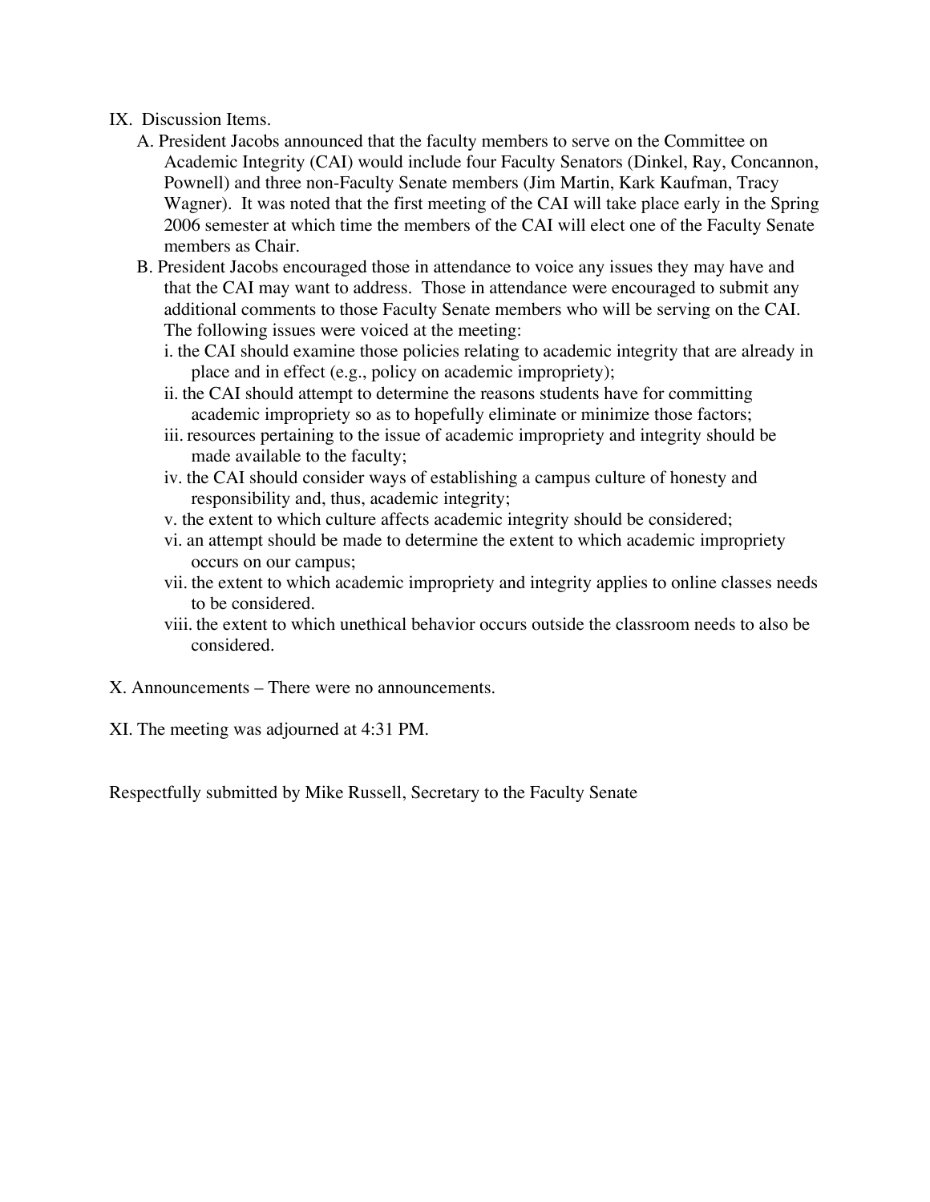IX. Discussion Items.

A. President Jacobs announced that the faculty members to serve on the Committee on Academic Integrity (CAI) would include four Faculty Senators (Dinkel, Ray, Concannon, Pownell) and three non-Faculty Senate members (Jim Martin, Kark Kaufman, Tracy Wagner). It was noted that the first meeting of the CAI will take place early in the Spring 2006 semester at which time the members of the CAI will elect one of the Faculty Senate members as Chair.

B. President Jacobs encouraged those in attendance to voice any issues they may have and that the CAI may want to address. Those in attendance were encouraged to submit any additional comments to those Faculty Senate members who will be serving on the CAI. The following issues were voiced at the meeting:

i. the CAI should examine those policies relating to academic integrity that are already in place and in effect (e.g., policy on academic impropriety);

ii. the CAI should attempt to determine the reasons students have for committing academic impropriety so as to hopefully eliminate or minimize those factors;

iii. resources pertaining to the issue of academic impropriety and integrity should be made available to the faculty;

iv. the CAI should consider ways of establishing a campus culture of honesty and responsibility and, thus, academic integrity;

v. the extent to which culture affects academic integrity should be considered;

vi. an attempt should be made to determine the extent to which academic impropriety occurs on our campus;

vii. the extent to which academic impropriety and integrity applies to online classes needs to be considered.

viii. the extent to which unethical behavior occurs outside the classroom needs to also be considered.

X. Announcements – There were no announcements.

XI. The meeting was adjourned at 4:31 PM.

Respectfully submitted by Mike Russell, Secretary to the Faculty Senate